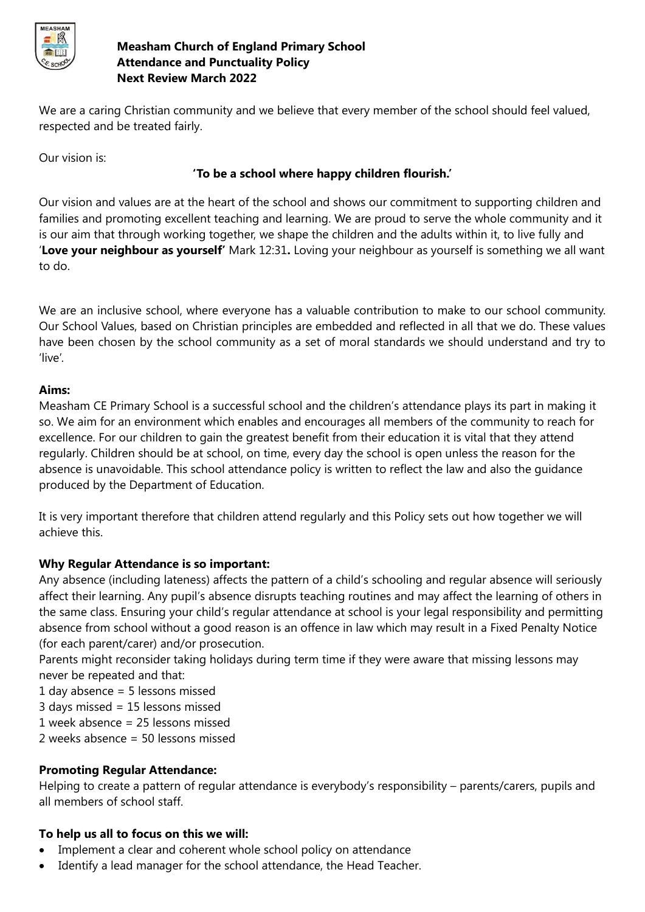**Measham Church of England Primary School**
**Attendance and Punctuality Policy**
**Next Review March 2022**

We are a caring Christian community and we believe that every member of the school should feel valued, respected and be treated fairly.

Our vision is:

**'To be a school where happy children flourish.'**

Our vision and values are at the heart of the school and shows our commitment to supporting children and families and promoting excellent teaching and learning. We are proud to serve the whole community and it is our aim that through working together, we shape the children and the adults within it, to live fully and '**Love your neighbour as yourself'** Mark 12:31**.** Loving your neighbour as yourself is something we all want to do.

We are an inclusive school, where everyone has a valuable contribution to make to our school community. Our School Values, based on Christian principles are embedded and reflected in all that we do. These values have been chosen by the school community as a set of moral standards we should understand and try to 'live'.

**Aims:**

Measham CE Primary School is a successful school and the children's attendance plays its part in making it so. We aim for an environment which enables and encourages all members of the community to reach for excellence. For our children to gain the greatest benefit from their education it is vital that they attend regularly. Children should be at school, on time, every day the school is open unless the reason for the absence is unavoidable. This school attendance policy is written to reflect the law and also the guidance produced by the Department of Education.

It is very important therefore that children attend regularly and this Policy sets out how together we will achieve this.

**Why Regular Attendance is so important:**

Any absence (including lateness) affects the pattern of a child's schooling and regular absence will seriously affect their learning. Any pupil's absence disrupts teaching routines and may affect the learning of others in the same class. Ensuring your child's regular attendance at school is your legal responsibility and permitting absence from school without a good reason is an offence in law which may result in a Fixed Penalty Notice (for each parent/carer) and/or prosecution.

Parents might reconsider taking holidays during term time if they were aware that missing lessons may never be repeated and that:

1 day absence = 5 lessons missed
3 days missed = 15 lessons missed
1 week absence = 25 lessons missed
2 weeks absence = 50 lessons missed

**Promoting Regular Attendance:**

Helping to create a pattern of regular attendance is everybody's responsibility – parents/carers, pupils and all members of school staff.

**To help us all to focus on this we will:**

- Implement a clear and coherent whole school policy on attendance
- Identify a lead manager for the school attendance, the Head Teacher.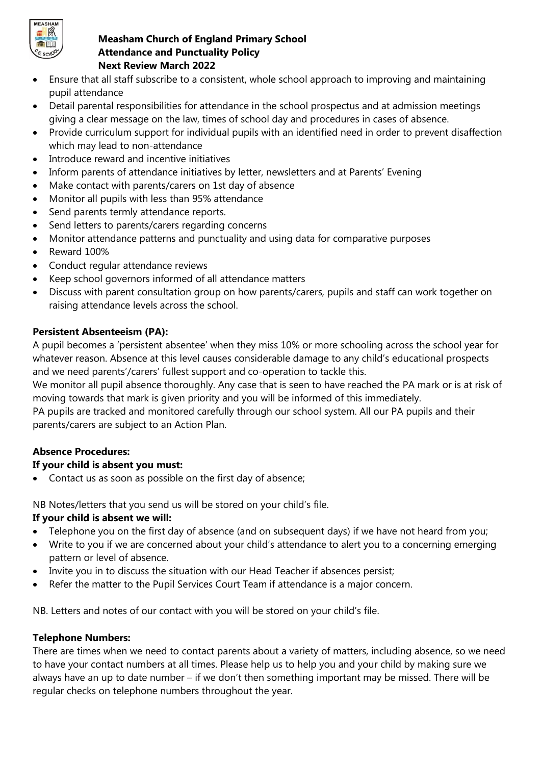- Ensure that all staff subscribe to a consistent, whole school approach to improving and maintaining pupil attendance
- Detail parental responsibilities for attendance in the school prospectus and at admission meetings giving a clear message on the law, times of school day and procedures in cases of absence.
- Provide curriculum support for individual pupils with an identified need in order to prevent disaffection which may lead to non-attendance
- Introduce reward and incentive initiatives
- Inform parents of attendance initiatives by letter, newsletters and at Parents' Evening
- Make contact with parents/carers on 1st day of absence
- Monitor all pupils with less than 95% attendance
- Send parents termly attendance reports.
- Send letters to parents/carers regarding concerns
- Monitor attendance patterns and punctuality and using data for comparative purposes
- Reward 100%
- Conduct regular attendance reviews
- Keep school governors informed of all attendance matters
- Discuss with parent consultation group on how parents/carers, pupils and staff can work together on raising attendance levels across the school.

**Persistent Absenteeism (PA):**

A pupil becomes a 'persistent absentee' when they miss 10% or more schooling across the school year for whatever reason. Absence at this level causes considerable damage to any child's educational prospects and we need parents'/carers' fullest support and co-operation to tackle this.

We monitor all pupil absence thoroughly. Any case that is seen to have reached the PA mark or is at risk of moving towards that mark is given priority and you will be informed of this immediately.

PA pupils are tracked and monitored carefully through our school system. All our PA pupils and their parents/carers are subject to an Action Plan.

**Absence Procedures:**

**If your child is absent you must:**

- Contact us as soon as possible on the first day of absence;

NB Notes/letters that you send us will be stored on your child's file.

**If your child is absent we will:**

- Telephone you on the first day of absence (and on subsequent days) if we have not heard from you;
- Write to you if we are concerned about your child's attendance to alert you to a concerning emerging pattern or level of absence.
- Invite you in to discuss the situation with our Head Teacher if absences persist;
- Refer the matter to the Pupil Services Court Team if attendance is a major concern.

NB. Letters and notes of our contact with you will be stored on your child's file.

**Telephone Numbers:**

There are times when we need to contact parents about a variety of matters, including absence, so we need to have your contact numbers at all times. Please help us to help you and your child by making sure we always have an up to date number – if we don't then something important may be missed. There will be regular checks on telephone numbers throughout the year.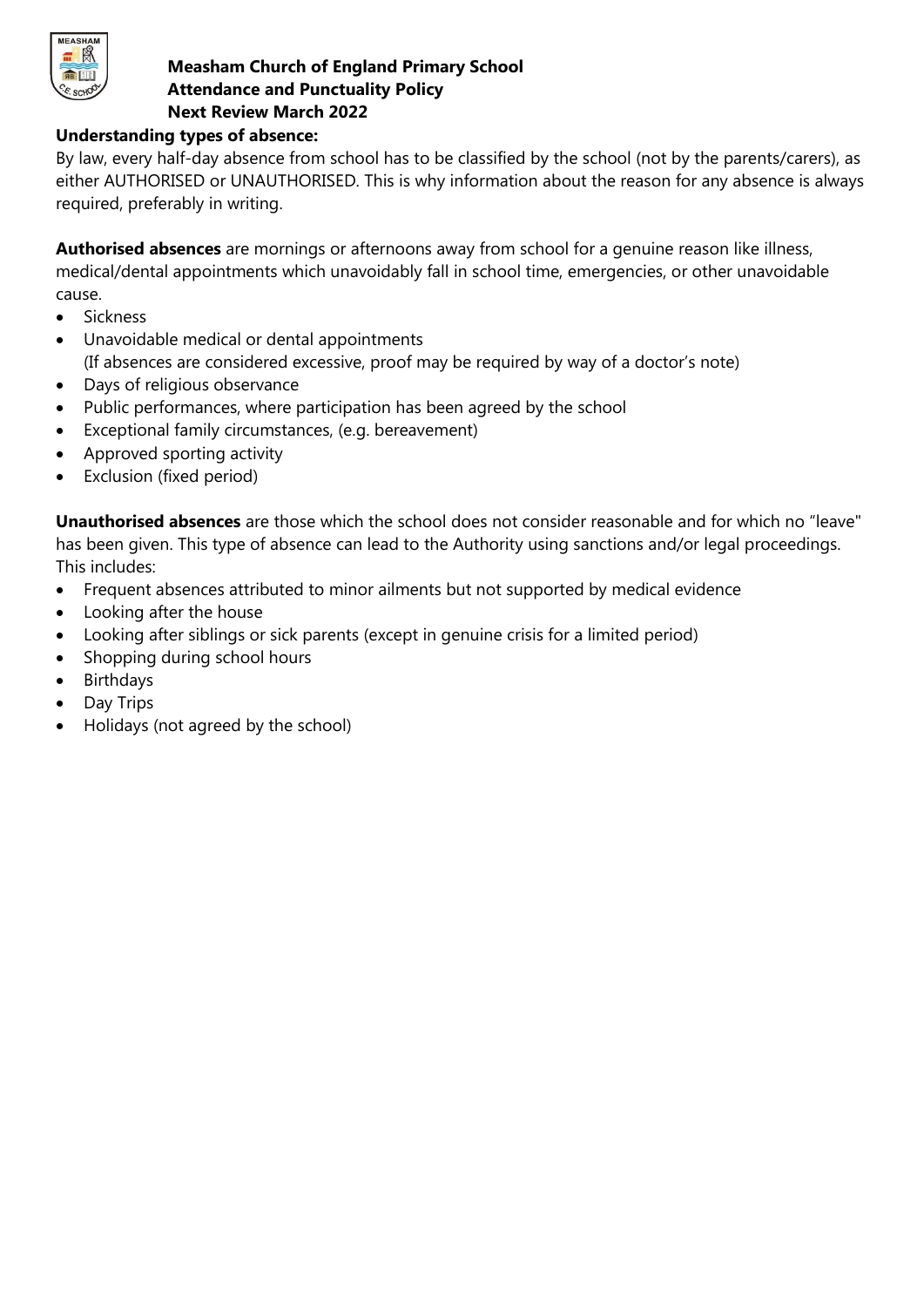**Measham Church of England Primary School**
**Attendance and Punctuality Policy**
**Next Review March 2022**

**Understanding types of absence:**

By law, every half-day absence from school has to be classified by the school (not by the parents/carers), as either AUTHORISED or UNAUTHORISED. This is why information about the reason for any absence is always required, preferably in writing.

**Authorised absences** are mornings or afternoons away from school for a genuine reason like illness, medical/dental appointments which unavoidably fall in school time, emergencies, or other unavoidable cause.

- Sickness
- Unavoidable medical or dental appointments
  (If absences are considered excessive, proof may be required by way of a doctor's note)
- Days of religious observance
- Public performances, where participation has been agreed by the school
- Exceptional family circumstances, (e.g. bereavement)
- Approved sporting activity
- Exclusion (fixed period)

**Unauthorised absences** are those which the school does not consider reasonable and for which no "leave" has been given. This type of absence can lead to the Authority using sanctions and/or legal proceedings. This includes:

- Frequent absences attributed to minor ailments but not supported by medical evidence
- Looking after the house
- Looking after siblings or sick parents (except in genuine crisis for a limited period)
- Shopping during school hours
- Birthdays
- Day Trips
- Holidays (not agreed by the school)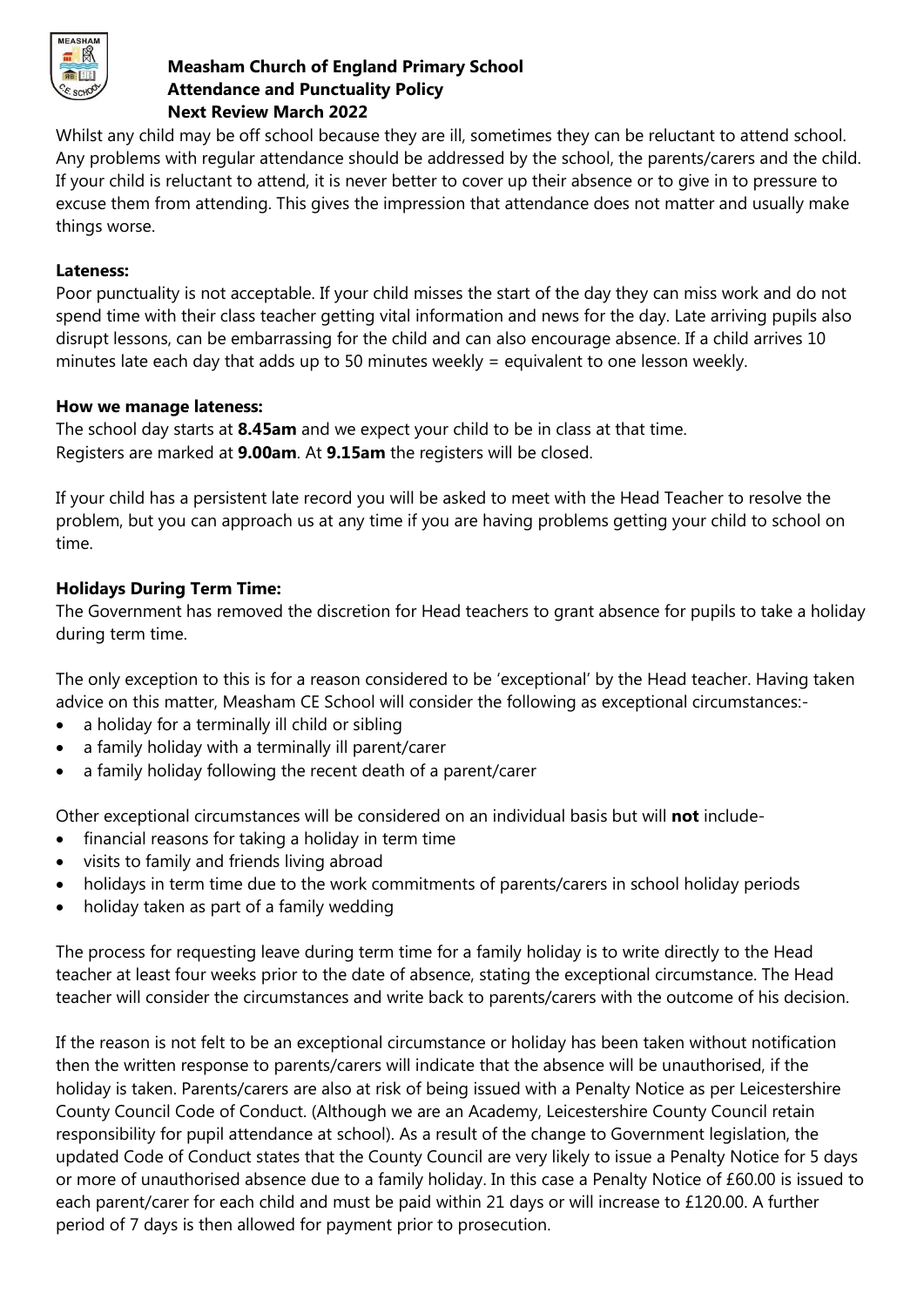**Measasham Church of England Primary School**
**Attendance and Punctuality Policy**
**Next Review March 2022**

Whilst any child may be off school because they are ill, sometimes they can be reluctant to attend school. Any problems with regular attendance should be addressed by the school, the parents/carers and the child. If your child is reluctant to attend, it is never better to cover up their absence or to give in to pressure to excuse them from attending. This gives the impression that attendance does not matter and usually make things worse.

**Lateness:**

Poor punctuality is not acceptable. If your child misses the start of the day they can miss work and do not spend time with their class teacher getting vital information and news for the day. Late arriving pupils also disrupt lessons, can be embarrassing for the child and can also encourage absence. If a child arrives 10 minutes late each day that adds up to 50 minutes weekly = equivalent to one lesson weekly.

**How we manage lateness:**

The school day starts at **8.45am** and we expect your child to be in class at that time.
Registers are marked at **9.00am**. At **9.15am** the registers will be closed.

If your child has a persistent late record you will be asked to meet with the Head Teacher to resolve the problem, but you can approach us at any time if you are having problems getting your child to school on time.

**Holidays During Term Time:**

The Government has removed the discretion for Head teachers to grant absence for pupils to take a holiday during term time.

The only exception to this is for a reason considered to be 'exceptional' by the Head teacher. Having taken advice on this matter, Measham CE School will consider the following as exceptional circumstances:-

- a holiday for a terminally ill child or sibling
- a family holiday with a terminally ill parent/carer
- a family holiday following the recent death of a parent/carer

Other exceptional circumstances will be considered on an individual basis but will **not** include-

- financial reasons for taking a holiday in term time
- visits to family and friends living abroad
- holidays in term time due to the work commitments of parents/carers in school holiday periods
- holiday taken as part of a family wedding

The process for requesting leave during term time for a family holiday is to write directly to the Head teacher at least four weeks prior to the date of absence, stating the exceptional circumstance. The Head teacher will consider the circumstances and write back to parents/carers with the outcome of his decision.

If the reason is not felt to be an exceptional circumstance or holiday has been taken without notification then the written response to parents/carers will indicate that the absence will be unauthorised, if the holiday is taken. Parents/carers are also at risk of being issued with a Penalty Notice as per Leicestershire County Council Code of Conduct. (Although we are an Academy, Leicestershire County Council retain responsibility for pupil attendance at school). As a result of the change to Government legislation, the updated Code of Conduct states that the County Council are very likely to issue a Penalty Notice for 5 days or more of unauthorised absence due to a family holiday. In this case a Penalty Notice of £60.00 is issued to each parent/carer for each child and must be paid within 21 days or will increase to £120.00. A further period of 7 days is then allowed for payment prior to prosecution.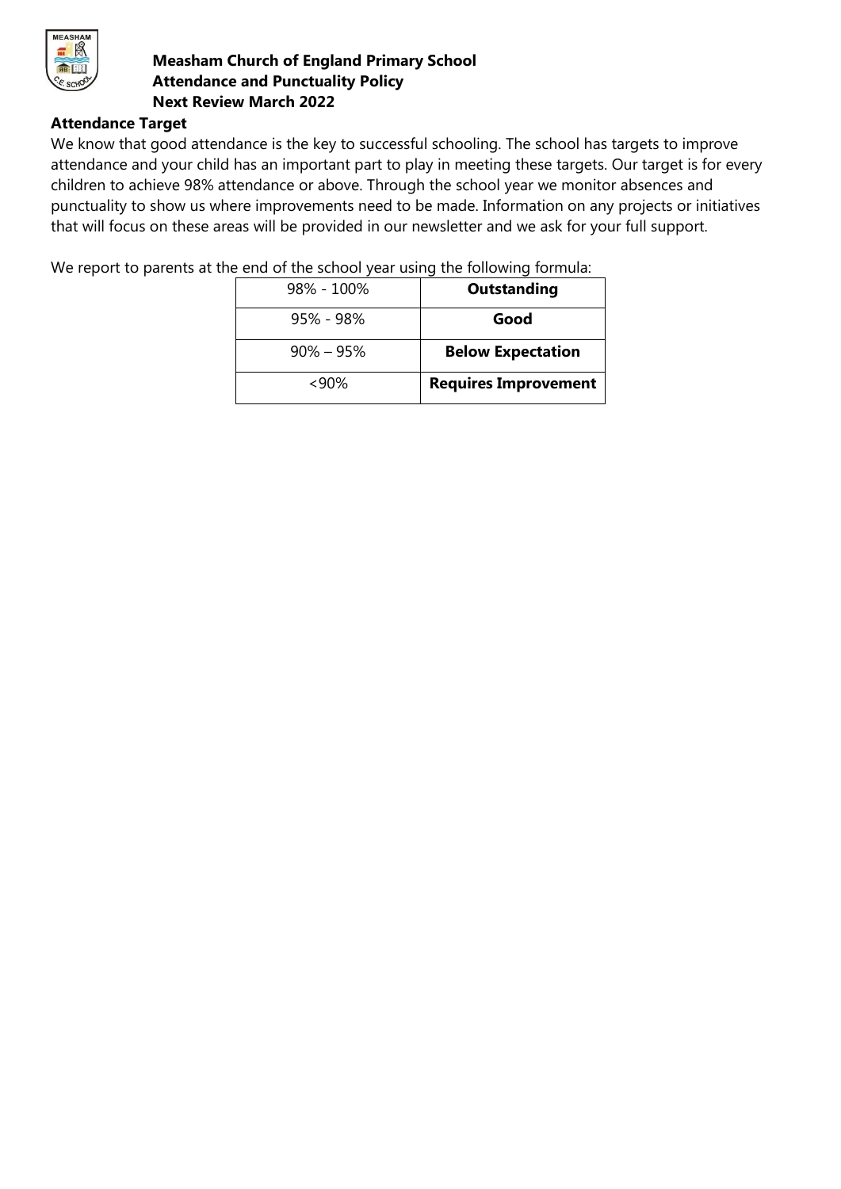**Measham Church of England Primary School**
**Attendance and Punctuality Policy**
**Next Review March 2022**

### Attendance Target

We know that good attendance is the key to successful schooling. The school has targets to improve attendance and your child has an important part to play in meeting these targets. Our target is for every children to achieve 98% attendance or above. Through the school year we monitor absences and punctuality to show us where improvements need to be made. Information on any projects or initiatives that will focus on these areas will be provided in our newsletter and we ask for your full support.

We report to parents at the end of the school year using the following formula:

| | |
|---|---|
| 98% - 100% | **Outstanding** |
| 95% - 98% | **Good** |
| 90% – 95% | **Below Expectation** |
| <90% | **Requires Improvement** |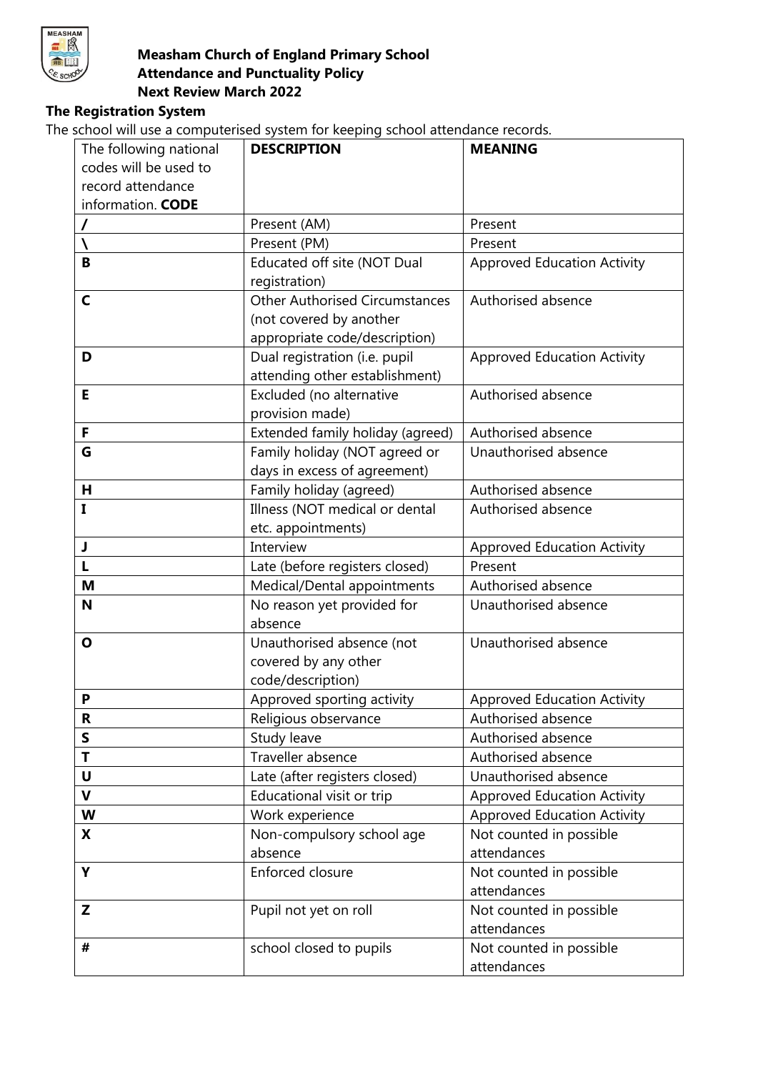**Measham Church of England Primary School**
**Attendance and Punctuality Policy**
**Next Review March 2022**

**The Registration System**

The school will use a computerised system for keeping school attendance records.

| The following national codes will be used to record attendance information. **CODE** | **DESCRIPTION** | **MEANING** |
|---|---|---|
| **/** | Present (AM) | Present |
| **\** | Present (PM) | Present |
| **B** | Educated off site (NOT Dual registration) | Approved Education Activity |
| **C** | Other Authorised Circumstances (not covered by another appropriate code/description) | Authorised absence |
| **D** | Dual registration (i.e. pupil attending other establishment) | Approved Education Activity |
| **E** | Excluded (no alternative provision made) | Authorised absence |
| **F** | Extended family holiday (agreed) | Authorised absence |
| **G** | Family holiday (NOT agreed or days in excess of agreement) | Unauthorised absence |
| **H** | Family holiday (agreed) | Authorised absence |
| **I** | Illness (NOT medical or dental etc. appointments) | Authorised absence |
| **J** | Interview | Approved Education Activity |
| **L** | Late (before registers closed) | Present |
| **M** | Medical/Dental appointments | Authorised absence |
| **N** | No reason yet provided for absence | Unauthorised absence |
| **O** | Unauthorised absence (not covered by any other code/description) | Unauthorised absence |
| **P** | Approved sporting activity | Approved Education Activity |
| **R** | Religious observance | Authorised absence |
| **S** | Study leave | Authorised absence |
| **T** | Traveller absence | Authorised absence |
| **U** | Late (after registers closed) | Unauthorised absence |
| **V** | Educational visit or trip | Approved Education Activity |
| **W** | Work experience | Approved Education Activity |
| **X** | Non-compulsory school age absence | Not counted in possible attendances |
| **Y** | Enforced closure | Not counted in possible attendances |
| **Z** | Pupil not yet on roll | Not counted in possible attendances |
| **#** | school closed to pupils | Not counted in possible attendances |